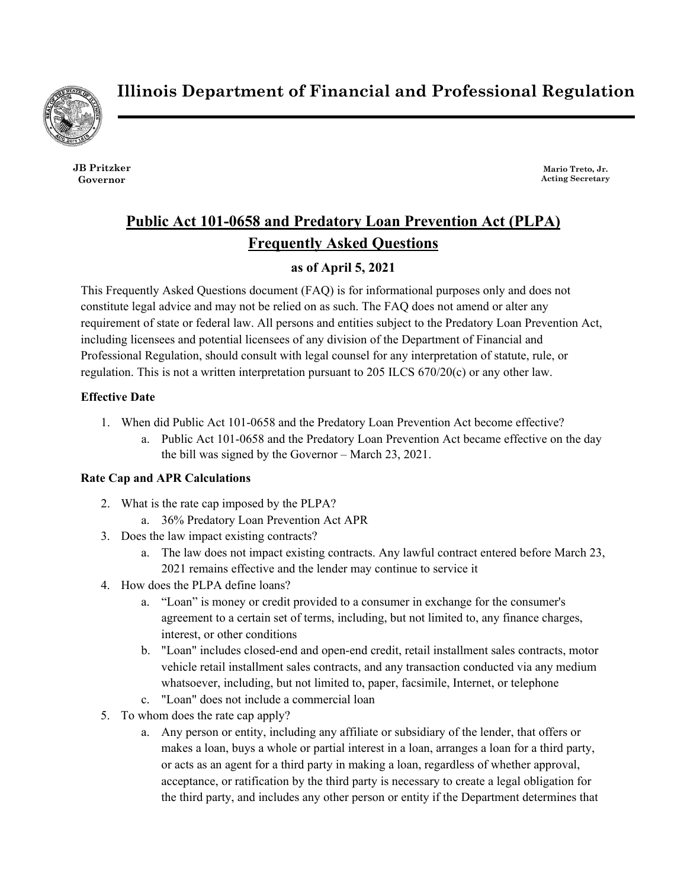# Illinois Department of Financial and Professional Regulation

**JB Pritzker**
**Governor**

**Mario Treto, Jr.**
**Acting Secretary**

## Public Act 101-0658 and Predatory Loan Prevention Act (PLPA) Frequently Asked Questions

**as of April 5, 2021**

This Frequently Asked Questions document (FAQ) is for informational purposes only and does not constitute legal advice and may not be relied on as such. The FAQ does not amend or alter any requirement of state or federal law. All persons and entities subject to the Predatory Loan Prevention Act, including licensees and potential licensees of any division of the Department of Financial and Professional Regulation, should consult with legal counsel for any interpretation of statute, rule, or regulation. This is not a written interpretation pursuant to 205 ILCS 670/20(c) or any other law.

**Effective Date**

1. When did Public Act 101-0658 and the Predatory Loan Prevention Act become effective?
   a. Public Act 101-0658 and the Predatory Loan Prevention Act became effective on the day the bill was signed by the Governor – March 23, 2021.

**Rate Cap and APR Calculations**

2. What is the rate cap imposed by the PLPA?
   a. 36% Predatory Loan Prevention Act APR
3. Does the law impact existing contracts?
   a. The law does not impact existing contracts. Any lawful contract entered before March 23, 2021 remains effective and the lender may continue to service it
4. How does the PLPA define loans?
   a. "Loan" is money or credit provided to a consumer in exchange for the consumer's agreement to a certain set of terms, including, but not limited to, any finance charges, interest, or other conditions
   b. "Loan" includes closed-end and open-end credit, retail installment sales contracts, motor vehicle retail installment sales contracts, and any transaction conducted via any medium whatsoever, including, but not limited to, paper, facsimile, Internet, or telephone
   c. "Loan" does not include a commercial loan
5. To whom does the rate cap apply?
   a. Any person or entity, including any affiliate or subsidiary of the lender, that offers or makes a loan, buys a whole or partial interest in a loan, arranges a loan for a third party, or acts as an agent for a third party in making a loan, regardless of whether approval, acceptance, or ratification by the third party is necessary to create a legal obligation for the third party, and includes any other person or entity if the Department determines that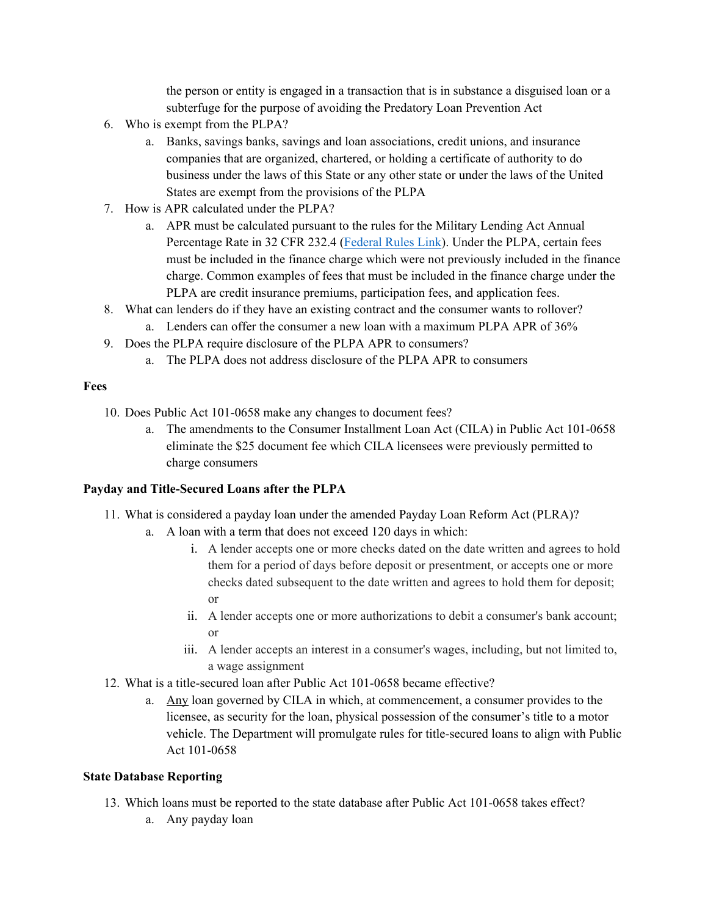the person or entity is engaged in a transaction that is in substance a disguised loan or a subterfuge for the purpose of avoiding the Predatory Loan Prevention Act

6. Who is exempt from the PLPA?
   a. Banks, savings banks, savings and loan associations, credit unions, and insurance companies that are organized, chartered, or holding a certificate of authority to do business under the laws of this State or any other state or under the laws of the United States are exempt from the provisions of the PLPA
7. How is APR calculated under the PLPA?
   a. APR must be calculated pursuant to the rules for the Military Lending Act Annual Percentage Rate in 32 CFR 232.4 (Federal Rules Link). Under the PLPA, certain fees must be included in the finance charge which were not previously included in the finance charge. Common examples of fees that must be included in the finance charge under the PLPA are credit insurance premiums, participation fees, and application fees.
8. What can lenders do if they have an existing contract and the consumer wants to rollover?
   a. Lenders can offer the consumer a new loan with a maximum PLPA APR of 36%
9. Does the PLPA require disclosure of the PLPA APR to consumers?
   a. The PLPA does not address disclosure of the PLPA APR to consumers

**Fees**

10. Does Public Act 101-0658 make any changes to document fees?
    a. The amendments to the Consumer Installment Loan Act (CILA) in Public Act 101-0658 eliminate the $25 document fee which CILA licensees were previously permitted to charge consumers

**Payday and Title-Secured Loans after the PLPA**

11. What is considered a payday loan under the amended Payday Loan Reform Act (PLRA)?
    a. A loan with a term that does not exceed 120 days in which:
       i. A lender accepts one or more checks dated on the date written and agrees to hold them for a period of days before deposit or presentment, or accepts one or more checks dated subsequent to the date written and agrees to hold them for deposit; or
       ii. A lender accepts one or more authorizations to debit a consumer's bank account; or
       iii. A lender accepts an interest in a consumer's wages, including, but not limited to, a wage assignment
12. What is a title-secured loan after Public Act 101-0658 became effective?
    a. Any loan governed by CILA in which, at commencement, a consumer provides to the licensee, as security for the loan, physical possession of the consumer's title to a motor vehicle. The Department will promulgate rules for title-secured loans to align with Public Act 101-0658

**State Database Reporting**

13. Which loans must be reported to the state database after Public Act 101-0658 takes effect?
    a. Any payday loan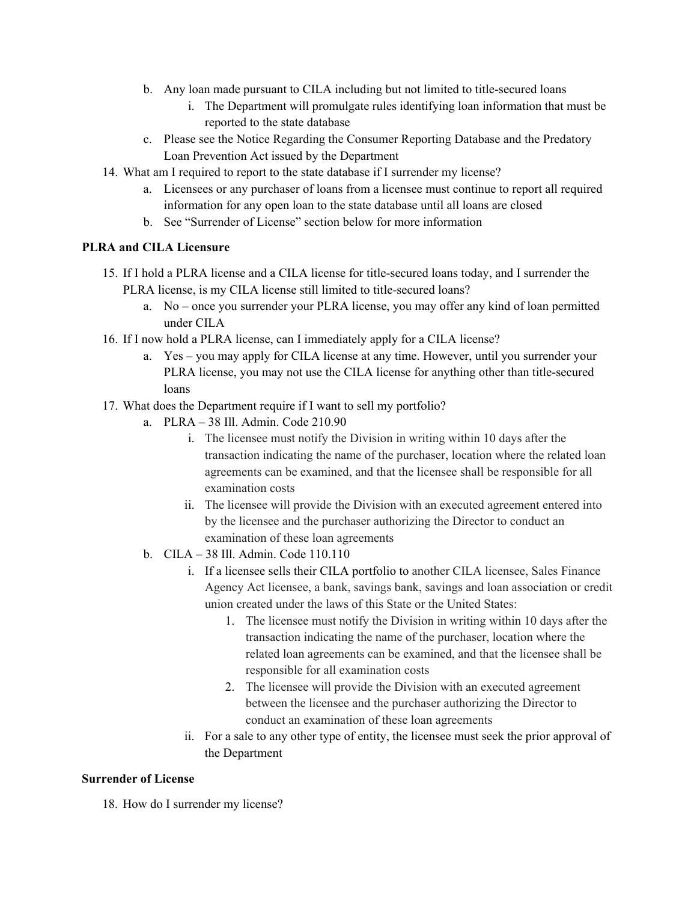b. Any loan made pursuant to CILA including but not limited to title-secured loans
    i. The Department will promulgate rules identifying loan information that must be reported to the state database
c. Please see the Notice Regarding the Consumer Reporting Database and the Predatory Loan Prevention Act issued by the Department

14. What am I required to report to the state database if I surrender my license?
    a. Licensees or any purchaser of loans from a licensee must continue to report all required information for any open loan to the state database until all loans are closed
    b. See "Surrender of License" section below for more information

**PLRA and CILA Licensure**

15. If I hold a PLRA license and a CILA license for title-secured loans today, and I surrender the PLRA license, is my CILA license still limited to title-secured loans?
    a. No – once you surrender your PLRA license, you may offer any kind of loan permitted under CILA
16. If I now hold a PLRA license, can I immediately apply for a CILA license?
    a. Yes – you may apply for CILA license at any time. However, until you surrender your PLRA license, you may not use the CILA license for anything other than title-secured loans
17. What does the Department require if I want to sell my portfolio?
    a. PLRA – 38 Ill. Admin. Code 210.90
        i. The licensee must notify the Division in writing within 10 days after the transaction indicating the name of the purchaser, location where the related loan agreements can be examined, and that the licensee shall be responsible for all examination costs
        ii. The licensee will provide the Division with an executed agreement entered into by the licensee and the purchaser authorizing the Director to conduct an examination of these loan agreements
    b. CILA – 38 Ill. Admin. Code 110.110
        i. If a licensee sells their CILA portfolio to another CILA licensee, Sales Finance Agency Act licensee, a bank, savings bank, savings and loan association or credit union created under the laws of this State or the United States:
            1. The licensee must notify the Division in writing within 10 days after the transaction indicating the name of the purchaser, location where the related loan agreements can be examined, and that the licensee shall be responsible for all examination costs
            2. The licensee will provide the Division with an executed agreement between the licensee and the purchaser authorizing the Director to conduct an examination of these loan agreements
        ii. For a sale to any other type of entity, the licensee must seek the prior approval of the Department

**Surrender of License**

18. How do I surrender my license?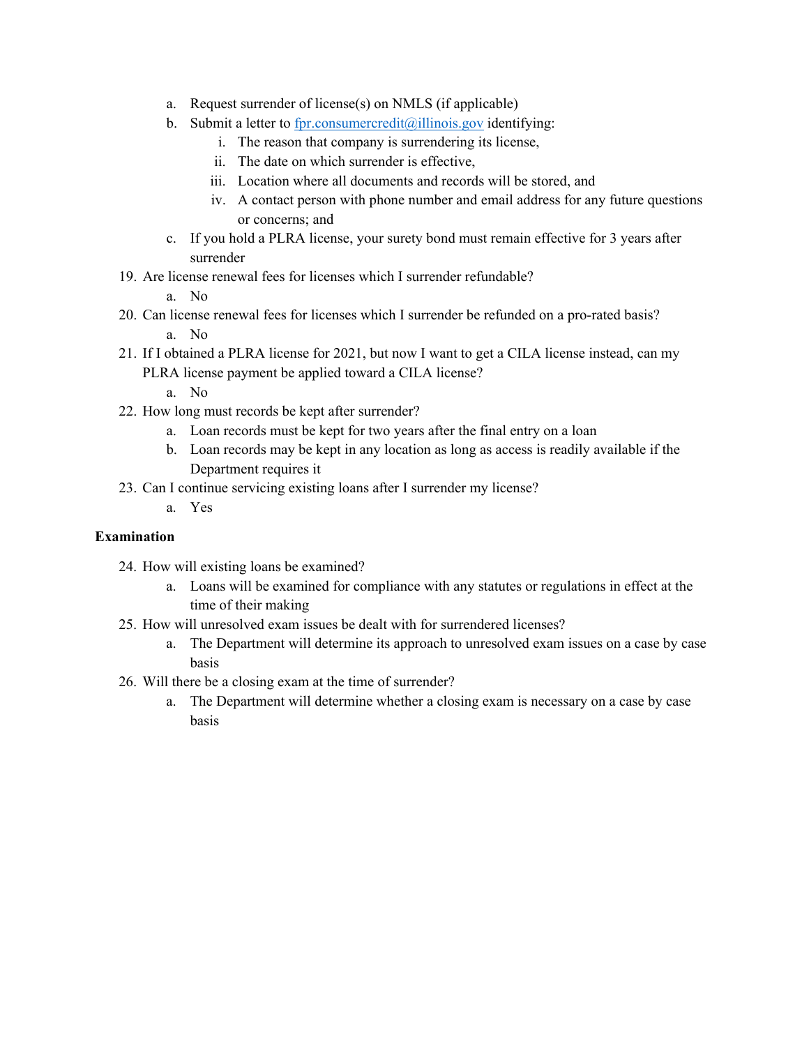a. Request surrender of license(s) on NMLS (if applicable)
   b. Submit a letter to [fpr.consumercredit@illinois.gov](mailto:fpr.consumercredit@illinois.gov) identifying:
      i. The reason that company is surrendering its license,
      ii. The date on which surrender is effective,
      iii. Location where all documents and records will be stored, and
      iv. A contact person with phone number and email address for any future questions or concerns; and
   c. If you hold a PLRA license, your surety bond must remain effective for 3 years after surrender

19. Are license renewal fees for licenses which I surrender refundable?
    a. No
20. Can license renewal fees for licenses which I surrender be refunded on a pro-rated basis?
    a. No
21. If I obtained a PLRA license for 2021, but now I want to get a CILA license instead, can my PLRA license payment be applied toward a CILA license?
    a. No
22. How long must records be kept after surrender?
    a. Loan records must be kept for two years after the final entry on a loan
    b. Loan records may be kept in any location as long as access is readily available if the Department requires it
23. Can I continue servicing existing loans after I surrender my license?
    a. Yes

**Examination**

24. How will existing loans be examined?
    a. Loans will be examined for compliance with any statutes or regulations in effect at the time of their making
25. How will unresolved exam issues be dealt with for surrendered licenses?
    a. The Department will determine its approach to unresolved exam issues on a case by case basis
26. Will there be a closing exam at the time of surrender?
    a. The Department will determine whether a closing exam is necessary on a case by case basis